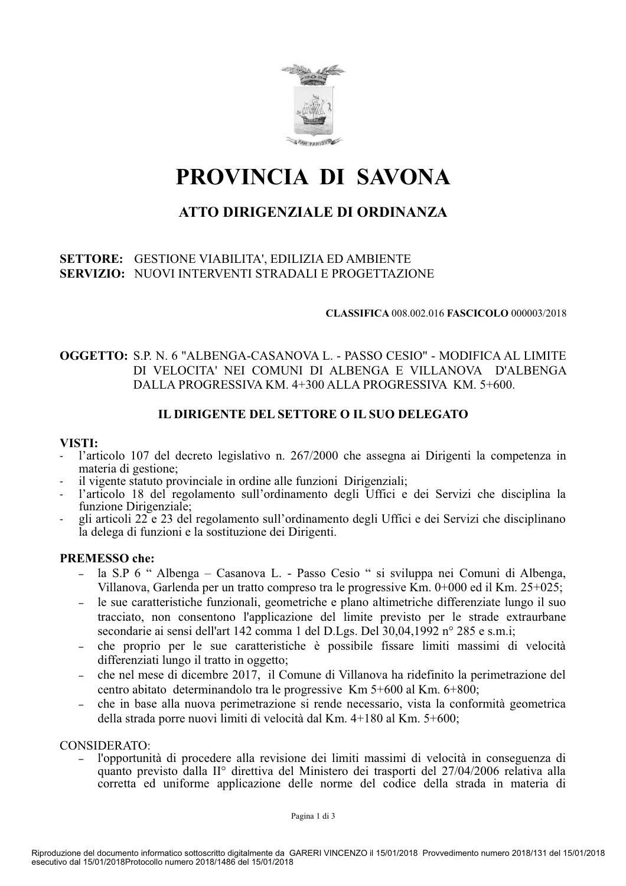# PROVINCIA DI SAVONA

## ATTO DIRIGENZIALE DI ORDINANZA

**SETTORE:** GESTIONE VIABILITA', EDILIZIA ED AMBIENTE
**SERVIZIO:** NUOVI INTERVENTI STRADALI E PROGETTAZIONE

**CLASSIFICA** 008.002.016 **FASCICOLO** 000003/2018

**OGGETTO:** S.P. N. 6 "ALBENGA-CASANOVA L. - PASSO CESIO" - MODIFICA AL LIMITE DI VELOCITA' NEI COMUNI DI ALBENGA E VILLANOVA D'ALBENGA DALLA PROGRESSIVA KM. 4+300 ALLA PROGRESSIVA KM. 5+600.

### IL DIRIGENTE DEL SETTORE O IL SUO DELEGATO

**VISTI:**

- l'articolo 107 del decreto legislativo n. 267/2000 che assegna ai Dirigenti la competenza in materia di gestione;
- il vigente statuto provinciale in ordine alle funzioni Dirigenziali;
- l'articolo 18 del regolamento sull'ordinamento degli Uffici e dei Servizi che disciplina la funzione Dirigenziale;
- gli articoli 22 e 23 del regolamento sull'ordinamento degli Uffici e dei Servizi che disciplinano la delega di funzioni e la sostituzione dei Dirigenti.

**PREMESSO che:**

- la S.P 6 " Albenga – Casanova L. - Passo Cesio " si sviluppa nei Comuni di Albenga, Villanova, Garlenda per un tratto compreso tra le progressive Km. 0+000 ed il Km. 25+025;
- le sue caratteristiche funzionali, geometriche e plano altimetriche differenziate lungo il suo tracciato, non consentono l'applicazione del limite previsto per le strade extraurbane secondarie ai sensi dell'art 142 comma 1 del D.Lgs. Del 30,04,1992 n° 285 e s.m.i;
- che proprio per le sue caratteristiche è possibile fissare limiti massimi di velocità differenziati lungo il tratto in oggetto;
- che nel mese di dicembre 2017, il Comune di Villanova ha ridefinito la perimetrazione del centro abitato determinandolo tra le progressive Km 5+600 al Km. 6+800;
- che in base alla nuova perimetrazione si rende necessario, vista la conformità geometrica della strada porre nuovi limiti di velocità dal Km. 4+180 al Km. 5+600;

CONSIDERATO:

- l'opportunità di procedere alla revisione dei limiti massimi di velocità in conseguenza di quanto previsto dalla II° direttiva del Ministero dei trasporti del 27/04/2006 relativa alla corretta ed uniforme applicazione delle norme del codice della strada in materia di

Riproduzione del documento informatico sottoscritto digitalmente da GARERI VINCENZO il 15/01/2018 Provvedimento numero 2018/131 del 15/01/2018 esecutivo dal 15/01/2018Protocollo numero 2018/1486 del 15/01/2018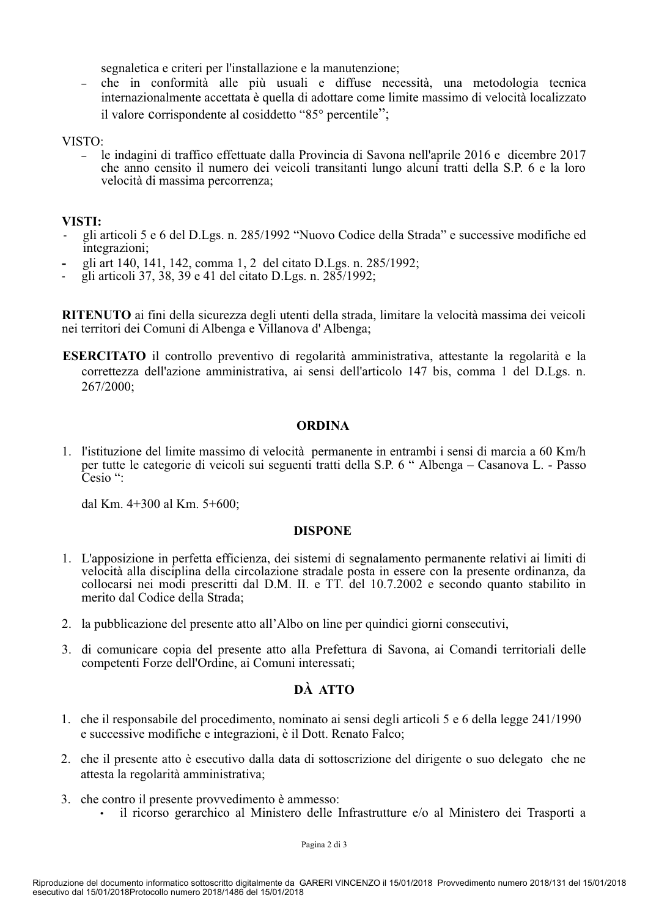segnaletica e criteri per l'installazione e la manutenzione;

- che in conformità alle più usuali e diffuse necessità, una metodologia tecnica internazionalmente accettata è quella di adottare come limite massimo di velocità localizzato il valore corrispondente al cosiddetto "85° percentile";

VISTO:

- le indagini di traffico effettuate dalla Provincia di Savona nell'aprile 2016 e dicembre 2017 che anno censito il numero dei veicoli transitanti lungo alcuni tratti della S.P. 6 e la loro velocità di massima percorrenza;

**VISTI:**

- gli articoli 5 e 6 del D.Lgs. n. 285/1992 "Nuovo Codice della Strada" e successive modifiche ed integrazioni;
- gli art 140, 141, 142, comma 1, 2 del citato D.Lgs. n. 285/1992;
- gli articoli 37, 38, 39 e 41 del citato D.Lgs. n. 285/1992;

**RITENUTO** ai fini della sicurezza degli utenti della strada, limitare la velocità massima dei veicoli nei territori dei Comuni di Albenga e Villanova d' Albenga;

**ESERCITATO** il controllo preventivo di regolarità amministrativa, attestante la regolarità e la correttezza dell'azione amministrativa, ai sensi dell'articolo 147 bis, comma 1 del D.Lgs. n. 267/2000;

## ORDINA

1. l'istituzione del limite massimo di velocità permanente in entrambi i sensi di marcia a 60 Km/h per tutte le categorie di veicoli sui seguenti tratti della S.P. 6 " Albenga – Casanova L. - Passo Cesio ":

   dal Km. 4+300 al Km. 5+600;

## DISPONE

1. L'apposizione in perfetta efficienza, dei sistemi di segnalamento permanente relativi ai limiti di velocità alla disciplina della circolazione stradale posta in essere con la presente ordinanza, da collocarsi nei modi prescritti dal D.M. II. e TT. del 10.7.2002 e secondo quanto stabilito in merito dal Codice della Strada;

2. la pubblicazione del presente atto all'Albo on line per quindici giorni consecutivi,

3. di comunicare copia del presente atto alla Prefettura di Savona, ai Comandi territoriali delle competenti Forze dell'Ordine, ai Comuni interessati;

## DÀ ATTO

1. che il responsabile del procedimento, nominato ai sensi degli articoli 5 e 6 della legge 241/1990 e successive modifiche e integrazioni, è il Dott. Renato Falco;

2. che il presente atto è esecutivo dalla data di sottoscrizione del dirigente o suo delegato che ne attesta la regolarità amministrativa;

3. che contro il presente provvedimento è ammesso:
   - il ricorso gerarchico al Ministero delle Infrastrutture e/o al Ministero dei Trasporti a

Riproduzione del documento informatico sottoscritto digitalmente da GARERI VINCENZO il 15/01/2018 Provvedimento numero 2018/131 del 15/01/2018 esecutivo dal 15/01/2018Protocollo numero 2018/1486 del 15/01/2018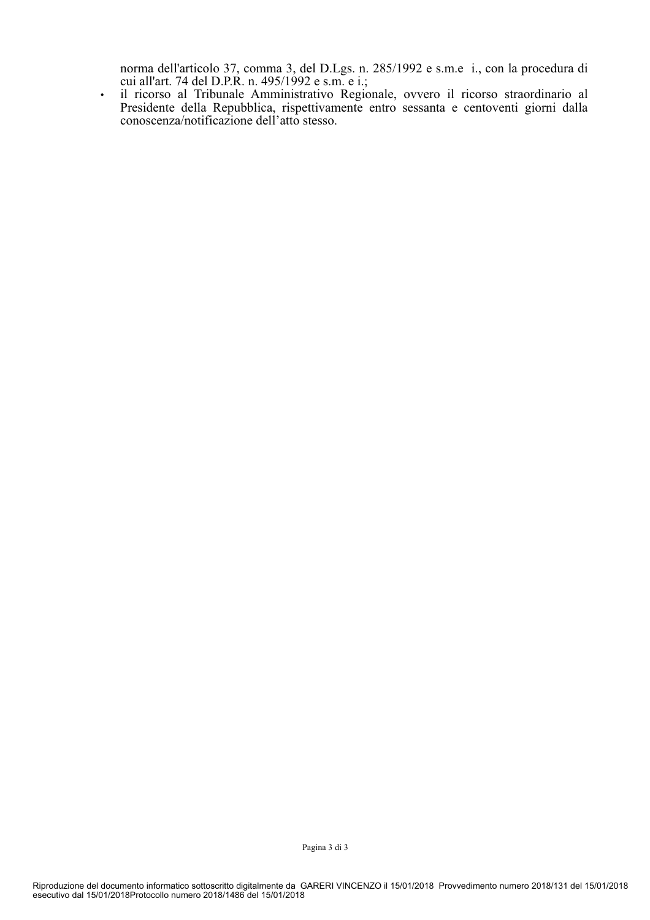norma dell'articolo 37, comma 3, del D.Lgs. n. 285/1992 e s.m.e i., con la procedura di cui all'art. 74 del D.P.R. n. 495/1992 e s.m. e i.;

- il ricorso al Tribunale Amministrativo Regionale, ovvero il ricorso straordinario al Presidente della Repubblica, rispettivamente entro sessanta e centoventi giorni dalla conoscenza/notificazione dell'atto stesso.

Riproduzione del documento informatico sottoscritto digitalmente da GARERI VINCENZO il 15/01/2018 Provvedimento numero 2018/131 del 15/01/2018 esecutivo dal 15/01/2018Protocollo numero 2018/1486 del 15/01/2018